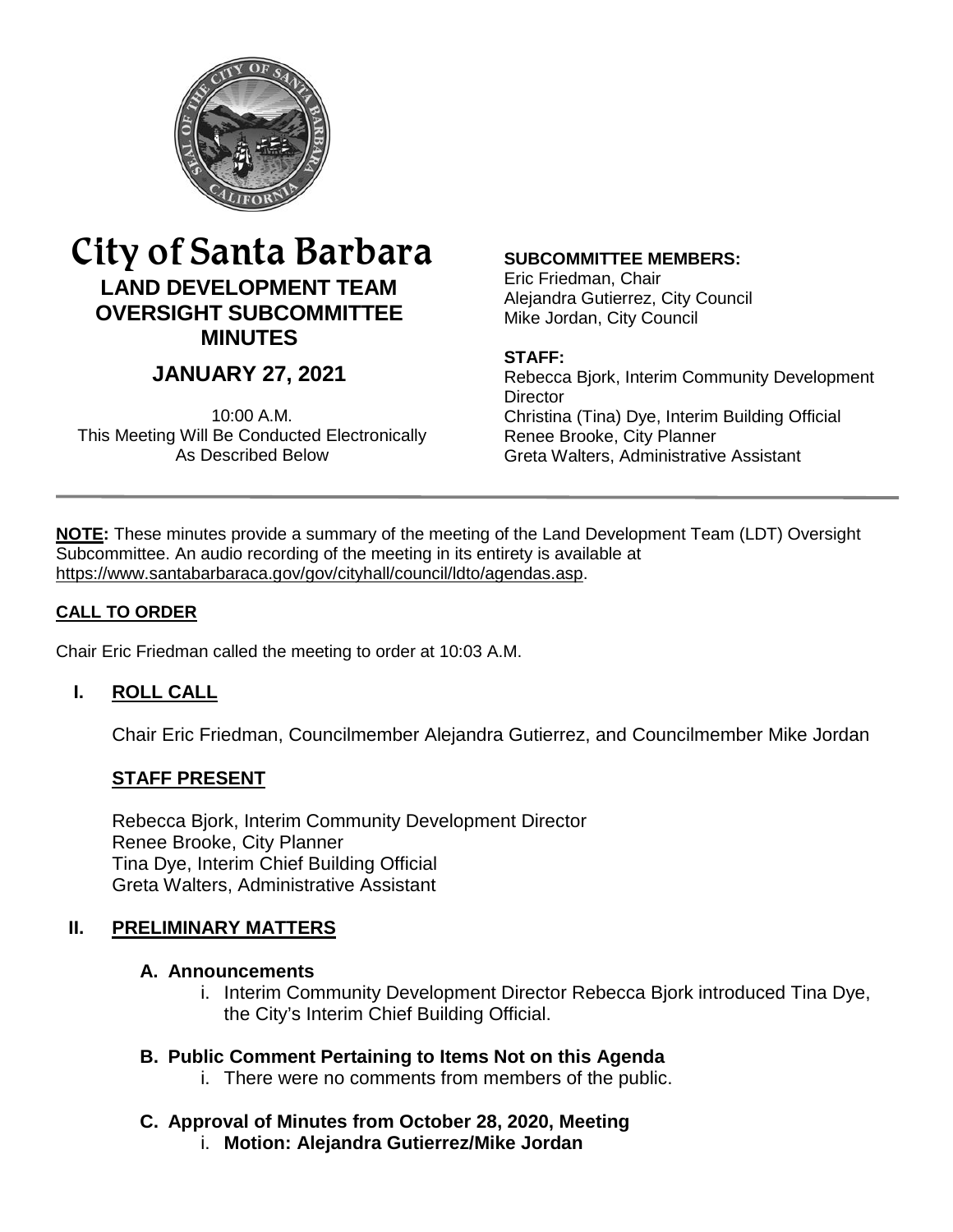# City of Santa Barbara

## LAND DEVELOPMENT TEAM OVERSIGHT SUBCOMMITTEE MINUTES

## JANUARY 27, 2021

10:00 A.M.
This Meeting Will Be Conducted Electronically
As Described Below

**SUBCOMMITTEE MEMBERS:**
Eric Friedman, Chair
Alejandra Gutierrez, City Council
Mike Jordan, City Council

**STAFF:**
Rebecca Bjork, Interim Community Development Director
Christina (Tina) Dye, Interim Building Official
Renee Brooke, City Planner
Greta Walters, Administrative Assistant

---

**NOTE:** These minutes provide a summary of the meeting of the Land Development Team (LDT) Oversight Subcommittee. An audio recording of the meeting in its entirety is available at https://www.santabarbaraca.gov/gov/cityhall/council/ldto/agendas.asp.

**CALL TO ORDER**

Chair Eric Friedman called the meeting to order at 10:03 A.M.

## I. ROLL CALL

Chair Eric Friedman, Councilmember Alejandra Gutierrez, and Councilmember Mike Jordan

**STAFF PRESENT**

Rebecca Bjork, Interim Community Development Director
Renee Brooke, City Planner
Tina Dye, Interim Chief Building Official
Greta Walters, Administrative Assistant

## II. PRELIMINARY MATTERS

### A. Announcements

i. Interim Community Development Director Rebecca Bjork introduced Tina Dye, the City's Interim Chief Building Official.

### B. Public Comment Pertaining to Items Not on this Agenda

i. There were no comments from members of the public.

### C. Approval of Minutes from October 28, 2020, Meeting

i. **Motion: Alejandra Gutierrez/Mike Jordan**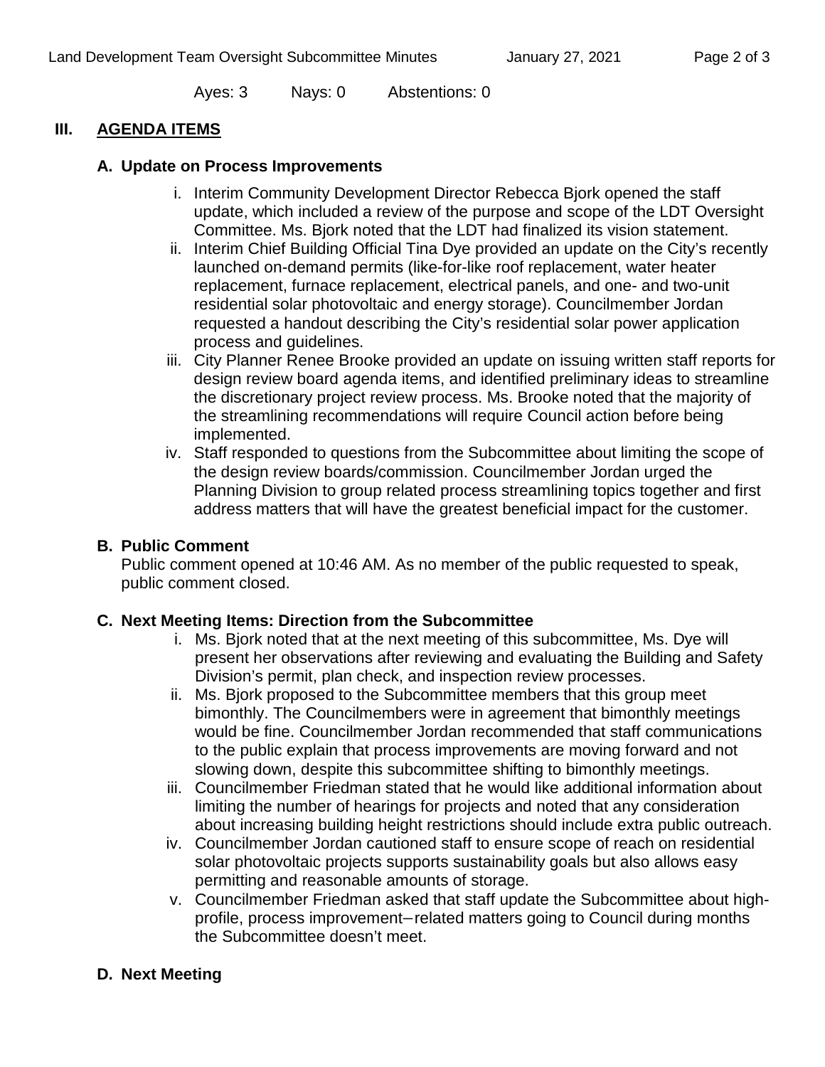Ayes: 3 Nays: 0 Abstentions: 0

## III. AGENDA ITEMS

### A. Update on Process Improvements

i. Interim Community Development Director Rebecca Bjork opened the staff update, which included a review of the purpose and scope of the LDT Oversight Committee. Ms. Bjork noted that the LDT had finalized its vision statement.

ii. Interim Chief Building Official Tina Dye provided an update on the City's recently launched on-demand permits (like-for-like roof replacement, water heater replacement, furnace replacement, electrical panels, and one- and two-unit residential solar photovoltaic and energy storage). Councilmember Jordan requested a handout describing the City's residential solar power application process and guidelines.

iii. City Planner Renee Brooke provided an update on issuing written staff reports for design review board agenda items, and identified preliminary ideas to streamline the discretionary project review process. Ms. Brooke noted that the majority of the streamlining recommendations will require Council action before being implemented.

iv. Staff responded to questions from the Subcommittee about limiting the scope of the design review boards/commission. Councilmember Jordan urged the Planning Division to group related process streamlining topics together and first address matters that will have the greatest beneficial impact for the customer.

### B. Public Comment

Public comment opened at 10:46 AM. As no member of the public requested to speak, public comment closed.

### C. Next Meeting Items: Direction from the Subcommittee

i. Ms. Bjork noted that at the next meeting of this subcommittee, Ms. Dye will present her observations after reviewing and evaluating the Building and Safety Division's permit, plan check, and inspection review processes.

ii. Ms. Bjork proposed to the Subcommittee members that this group meet bimonthly. The Councilmembers were in agreement that bimonthly meetings would be fine. Councilmember Jordan recommended that staff communications to the public explain that process improvements are moving forward and not slowing down, despite this subcommittee shifting to bimonthly meetings.

iii. Councilmember Friedman stated that he would like additional information about limiting the number of hearings for projects and noted that any consideration about increasing building height restrictions should include extra public outreach.

iv. Councilmember Jordan cautioned staff to ensure scope of reach on residential solar photovoltaic projects supports sustainability goals but also allows easy permitting and reasonable amounts of storage.

v. Councilmember Friedman asked that staff update the Subcommittee about high-profile, process improvement–related matters going to Council during months the Subcommittee doesn't meet.

### D. Next Meeting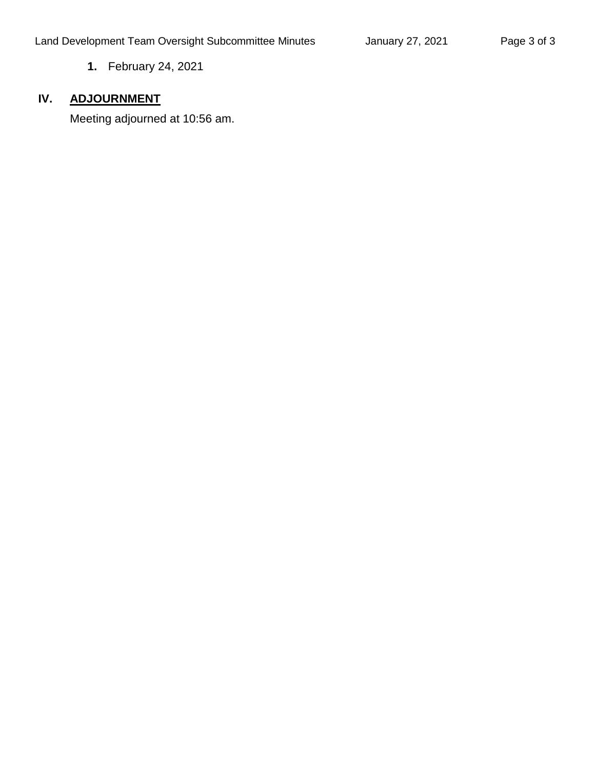1. February 24, 2021

## IV. ADJOURNMENT

Meeting adjourned at 10:56 am.